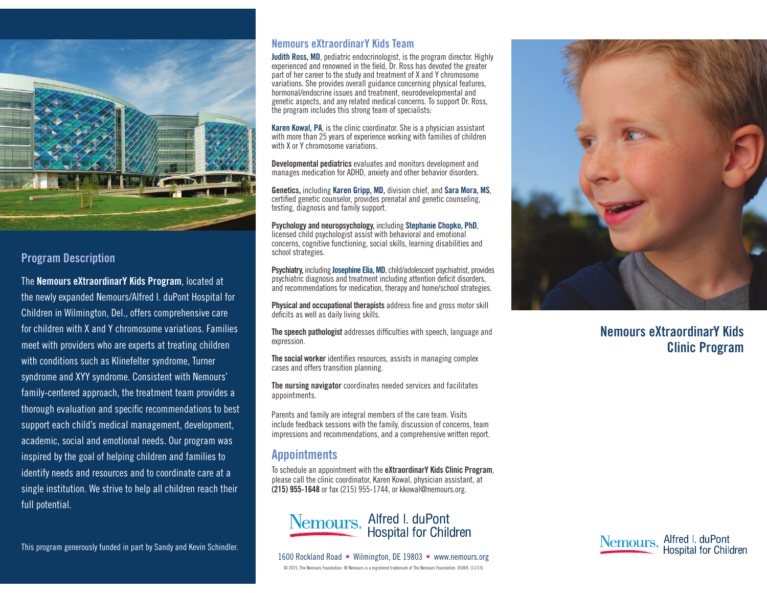## Program Description

The **Nemours eXtraordinarY Kids Program**, located at the newly expanded Nemours/Alfred I. duPont Hospital for Children in Wilmington, Del., offers comprehensive care for children with X and Y chromosome variations. Families meet with providers who are experts at treating children with conditions such as Klinefelter syndrome, Turner syndrome and XYY syndrome. Consistent with Nemours' family-centered approach, the treatment team provides a thorough evaluation and specific recommendations to best support each child's medical management, development, academic, social and emotional needs. Our program was inspired by the goal of helping children and families to identify needs and resources and to coordinate care at a single institution. We strive to help all children reach their full potential.

This program generously funded in part by Sandy and Kevin Schindler.

## Nemours eXtraordinarY Kids Team

**Judith Ross, MD**, pediatric endocrinologist, is the program director. Highly experienced and renowned in the field, Dr. Ross has devoted the greater part of her career to the study and treatment of X and Y chromosome variations. She provides overall guidance concerning physical features, hormonal/endocrine issues and treatment, neurodevelopmental and genetic aspects, and any related medical concerns. To support Dr. Ross, the program includes this strong team of specialists:

**Karen Kowal, PA**, is the clinic coordinator. She is a physician assistant with more than 25 years of experience working with families of children with X or Y chromosome variations.

**Developmental pediatrics** evaluates and monitors development and manages medication for ADHD, anxiety and other behavior disorders.

**Genetics,** including **Karen Gripp, MD,** division chief, and **Sara Mora, MS**, certified genetic counselor, provides prenatal and genetic counseling, testing, diagnosis and family support.

**Psychology and neuropsychology,** including **Stephanie Chopko, PhD**, licensed child psychologist assist with behavioral and emotional concerns, cognitive functioning, social skills, learning disabilities and school strategies.

**Psychiatry,** including **Josephine Elia, MD**, child/adolescent psychiatrist, provides psychiatric diagnosis and treatment including attention deficit disorders, and recommendations for medication, therapy and home/school strategies.

**Physical and occupational therapists** address fine and gross motor skill deficits as well as daily living skills.

**The speech pathologist** addresses difficulties with speech, language and expression.

**The social worker** identifies resources, assists in managing complex cases and offers transition planning.

**The nursing navigator** coordinates needed services and facilitates appointments.

Parents and family are integral members of the care team. Visits include feedback sessions with the family, discussion of concerns, team impressions and recommendations, and a comprehensive written report.

## Appointments

To schedule an appointment with the **eXtraordinarY Kids Clinic Program**, please call the clinic coordinator, Karen Kowal, physician assistant, at **(215) 955-1648** or fax (215) 955-1744, or kkowal@nemours.org.

Nemours. Alfred I. duPont Hospital for Children

1600 Rockland Road ▪ Wilmington, DE 19803 ▪ www.nemours.org

© 2015. The Nemours Foundation. ® Nemours is a registered trademark of The Nemours Foundation. 05069. (11/15)

# Nemours eXtraordinarY Kids Clinic Program

Nemours. Alfred I. duPont Hospital for Children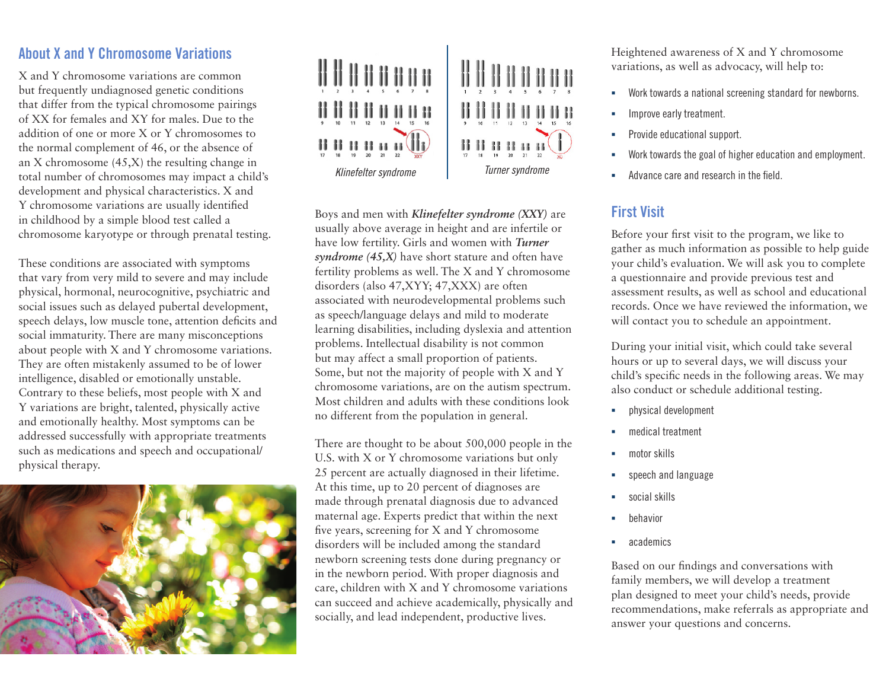## About X and Y Chromosome Variations

X and Y chromosome variations are common but frequently undiagnosed genetic conditions that differ from the typical chromosome pairings of XX for females and XY for males. Due to the addition of one or more X or Y chromosomes to the normal complement of 46, or the absence of an X chromosome (45,X) the resulting change in total number of chromosomes may impact a child's development and physical characteristics. X and Y chromosome variations are usually identified in childhood by a simple blood test called a chromosome karyotype or through prenatal testing.

These conditions are associated with symptoms that vary from very mild to severe and may include physical, hormonal, neurocognitive, psychiatric and social issues such as delayed pubertal development, speech delays, low muscle tone, attention deficits and social immaturity. There are many misconceptions about people with X and Y chromosome variations. They are often mistakenly assumed to be of lower intelligence, disabled or emotionally unstable. Contrary to these beliefs, most people with X and Y variations are bright, talented, physically active and emotionally healthy. Most symptoms can be addressed successfully with appropriate treatments such as medications and speech and occupational/ physical therapy.

*Klinefelter syndrome*

*Turner syndrome*

Boys and men with ***Klinefelter syndrome (XXY)*** are usually above average in height and are infertile or have low fertility. Girls and women with ***Turner syndrome (45,X)*** have short stature and often have fertility problems as well. The X and Y chromosome disorders (also 47,XYY; 47,XXX) are often associated with neurodevelopmental problems such as speech/language delays and mild to moderate learning disabilities, including dyslexia and attention problems. Intellectual disability is not common but may affect a small proportion of patients. Some, but not the majority of people with X and Y chromosome variations, are on the autism spectrum. Most children and adults with these conditions look no different from the population in general.

There are thought to be about 500,000 people in the U.S. with X or Y chromosome variations but only 25 percent are actually diagnosed in their lifetime. At this time, up to 20 percent of diagnoses are made through prenatal diagnosis due to advanced maternal age. Experts predict that within the next five years, screening for X and Y chromosome disorders will be included among the standard newborn screening tests done during pregnancy or in the newborn period. With proper diagnosis and care, children with X and Y chromosome variations can succeed and achieve academically, physically and socially, and lead independent, productive lives.

Heightened awareness of X and Y chromosome variations, as well as advocacy, will help to:

- Work towards a national screening standard for newborns.
- Improve early treatment.
- Provide educational support.
- Work towards the goal of higher education and employment.
- Advance care and research in the field.

## First Visit

Before your first visit to the program, we like to gather as much information as possible to help guide your child's evaluation. We will ask you to complete a questionnaire and provide previous test and assessment results, as well as school and educational records. Once we have reviewed the information, we will contact you to schedule an appointment.

During your initial visit, which could take several hours or up to several days, we will discuss your child's specific needs in the following areas. We may also conduct or schedule additional testing.

- physical development
- medical treatment
- motor skills
- speech and language
- social skills
- behavior
- academics

Based on our findings and conversations with family members, we will develop a treatment plan designed to meet your child's needs, provide recommendations, make referrals as appropriate and answer your questions and concerns.